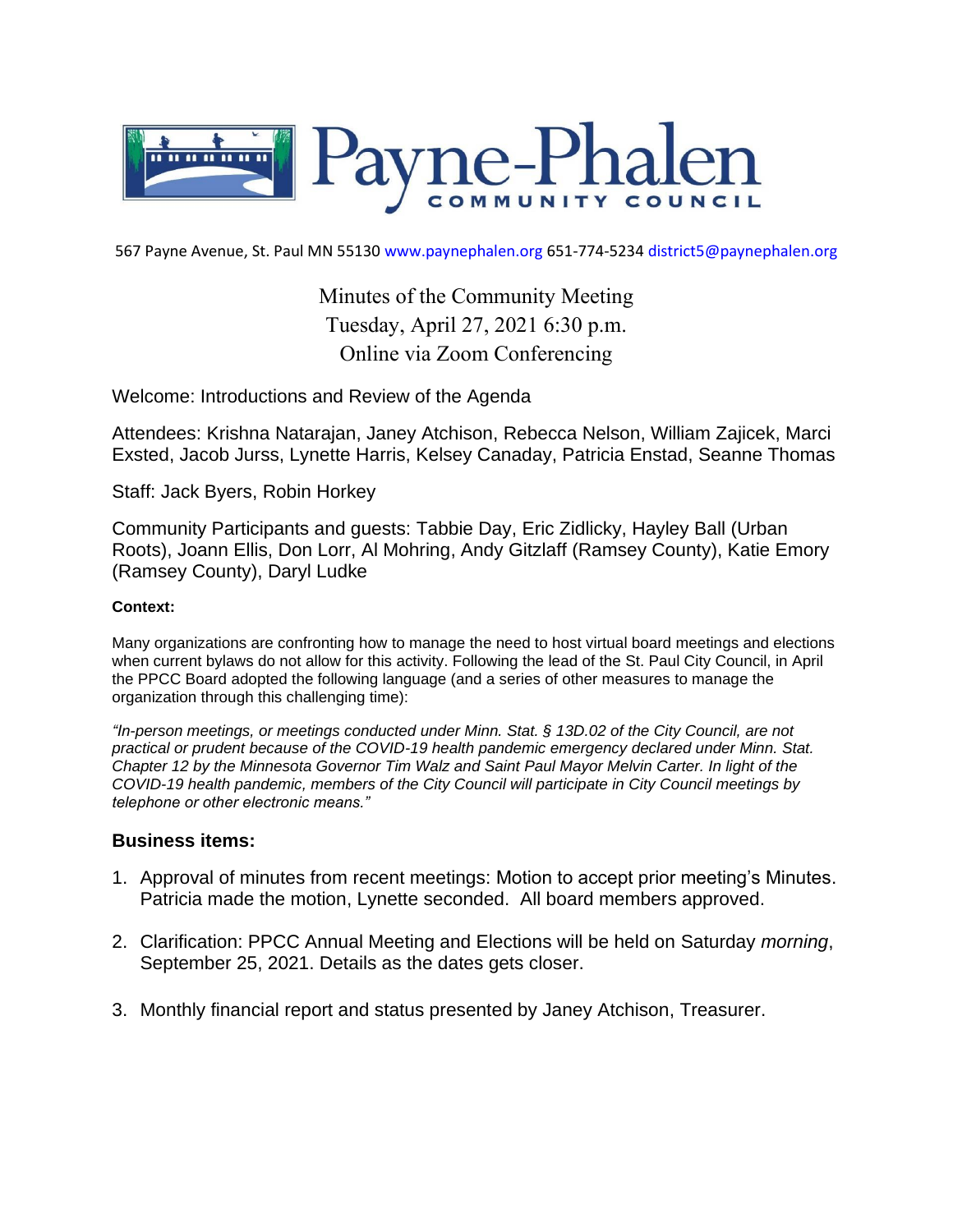# Payne-Phalen

COMMUNITY COUNCIL

567 Payne Avenue, St. Paul MN 55130 www.paynephalen.org 651-774-5234 district5@paynephalen.org

## Minutes of the Community Meeting
## Tuesday, April 27, 2021 6:30 p.m.
## Online via Zoom Conferencing

Welcome: Introductions and Review of the Agenda

Attendees: Krishna Natarajan, Janey Atchison, Rebecca Nelson, William Zajicek, Marci Exsted, Jacob Jurss, Lynette Harris, Kelsey Canaday, Patricia Enstad, Seanne Thomas

Staff: Jack Byers, Robin Horkey

Community Participants and guests: Tabbie Day, Eric Zidlicky, Hayley Ball (Urban Roots), Joann Ellis, Don Lorr, Al Mohring, Andy Gitzlaff (Ramsey County), Katie Emory (Ramsey County), Daryl Ludke

**Context:**

Many organizations are confronting how to manage the need to host virtual board meetings and elections when current bylaws do not allow for this activity. Following the lead of the St. Paul City Council, in April the PPCC Board adopted the following language (and a series of other measures to manage the organization through this challenging time):

*"In-person meetings, or meetings conducted under Minn. Stat. § 13D.02 of the City Council, are not practical or prudent because of the COVID-19 health pandemic emergency declared under Minn. Stat. Chapter 12 by the Minnesota Governor Tim Walz and Saint Paul Mayor Melvin Carter. In light of the COVID-19 health pandemic, members of the City Council will participate in City Council meetings by telephone or other electronic means."*

### Business items:

1. Approval of minutes from recent meetings: Motion to accept prior meeting's Minutes. Patricia made the motion, Lynette seconded. All board members approved.

2. Clarification: PPCC Annual Meeting and Elections will be held on Saturday *morning*, September 25, 2021. Details as the dates gets closer.

3. Monthly financial report and status presented by Janey Atchison, Treasurer.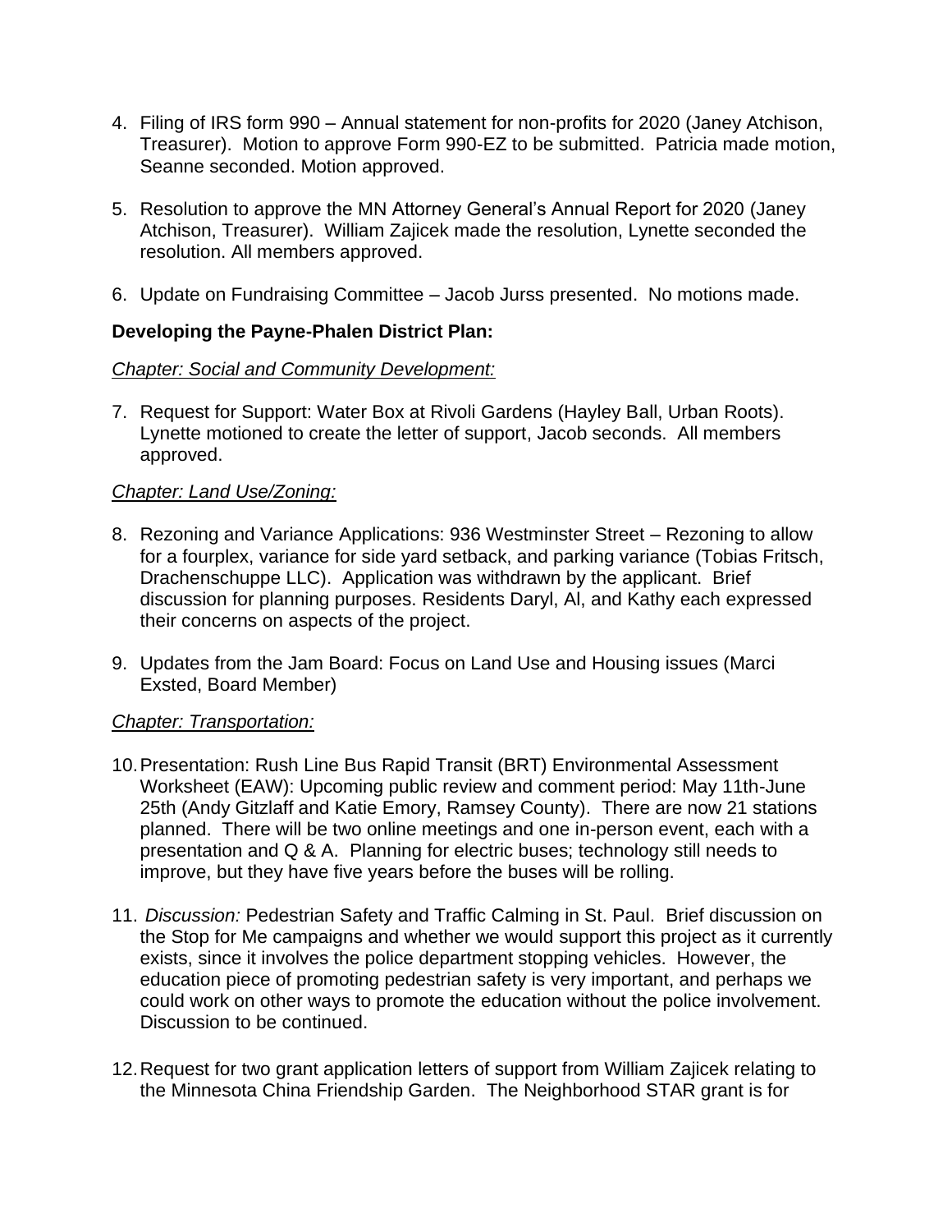4. Filing of IRS form 990 – Annual statement for non-profits for 2020 (Janey Atchison, Treasurer). Motion to approve Form 990-EZ to be submitted. Patricia made motion, Seanne seconded. Motion approved.

5. Resolution to approve the MN Attorney General's Annual Report for 2020 (Janey Atchison, Treasurer). William Zajicek made the resolution, Lynette seconded the resolution. All members approved.

6. Update on Fundraising Committee – Jacob Jurss presented. No motions made.

**Developing the Payne-Phalen District Plan:**

*Chapter: Social and Community Development:*

7. Request for Support: Water Box at Rivoli Gardens (Hayley Ball, Urban Roots). Lynette motioned to create the letter of support, Jacob seconds. All members approved.

*Chapter: Land Use/Zoning:*

8. Rezoning and Variance Applications: 936 Westminster Street – Rezoning to allow for a fourplex, variance for side yard setback, and parking variance (Tobias Fritsch, Drachenschuppe LLC). Application was withdrawn by the applicant. Brief discussion for planning purposes. Residents Daryl, Al, and Kathy each expressed their concerns on aspects of the project.

9. Updates from the Jam Board: Focus on Land Use and Housing issues (Marci Exsted, Board Member)

*Chapter: Transportation:*

10. Presentation: Rush Line Bus Rapid Transit (BRT) Environmental Assessment Worksheet (EAW): Upcoming public review and comment period: May 11th-June 25th (Andy Gitzlaff and Katie Emory, Ramsey County). There are now 21 stations planned. There will be two online meetings and one in-person event, each with a presentation and Q & A. Planning for electric buses; technology still needs to improve, but they have five years before the buses will be rolling.

11. *Discussion:* Pedestrian Safety and Traffic Calming in St. Paul. Brief discussion on the Stop for Me campaigns and whether we would support this project as it currently exists, since it involves the police department stopping vehicles. However, the education piece of promoting pedestrian safety is very important, and perhaps we could work on other ways to promote the education without the police involvement. Discussion to be continued.

12. Request for two grant application letters of support from William Zajicek relating to the Minnesota China Friendship Garden. The Neighborhood STAR grant is for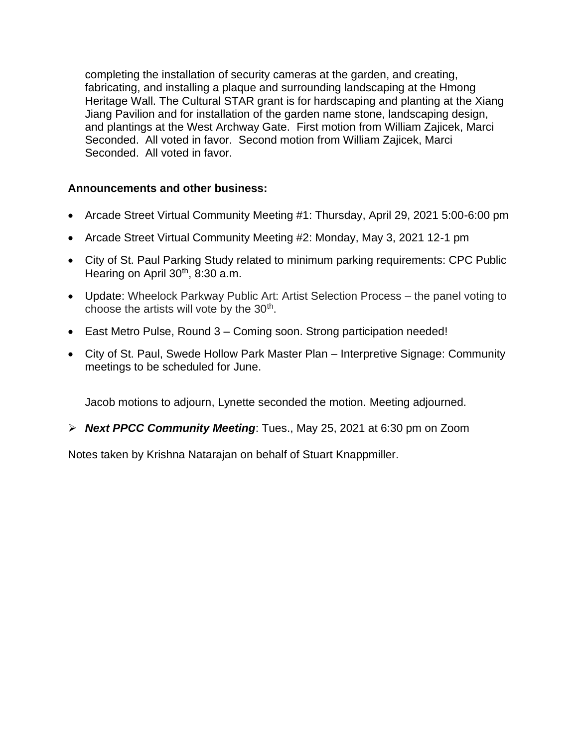completing the installation of security cameras at the garden, and creating, fabricating, and installing a plaque and surrounding landscaping at the Hmong Heritage Wall. The Cultural STAR grant is for hardscaping and planting at the Xiang Jiang Pavilion and for installation of the garden name stone, landscaping design, and plantings at the West Archway Gate. First motion from William Zajicek, Marci Seconded. All voted in favor. Second motion from William Zajicek, Marci Seconded. All voted in favor.

**Announcements and other business:**

- Arcade Street Virtual Community Meeting #1: Thursday, April 29, 2021 5:00-6:00 pm
- Arcade Street Virtual Community Meeting #2: Monday, May 3, 2021 12-1 pm
- City of St. Paul Parking Study related to minimum parking requirements: CPC Public Hearing on April 30th, 8:30 a.m.
- Update: Wheelock Parkway Public Art: Artist Selection Process – the panel voting to choose the artists will vote by the 30th.
- East Metro Pulse, Round 3 – Coming soon. Strong participation needed!
- City of St. Paul, Swede Hollow Park Master Plan – Interpretive Signage: Community meetings to be scheduled for June.

Jacob motions to adjourn, Lynette seconded the motion. Meeting adjourned.

- ***Next PPCC Community Meeting***: Tues., May 25, 2021 at 6:30 pm on Zoom

Notes taken by Krishna Natarajan on behalf of Stuart Knappmiller.